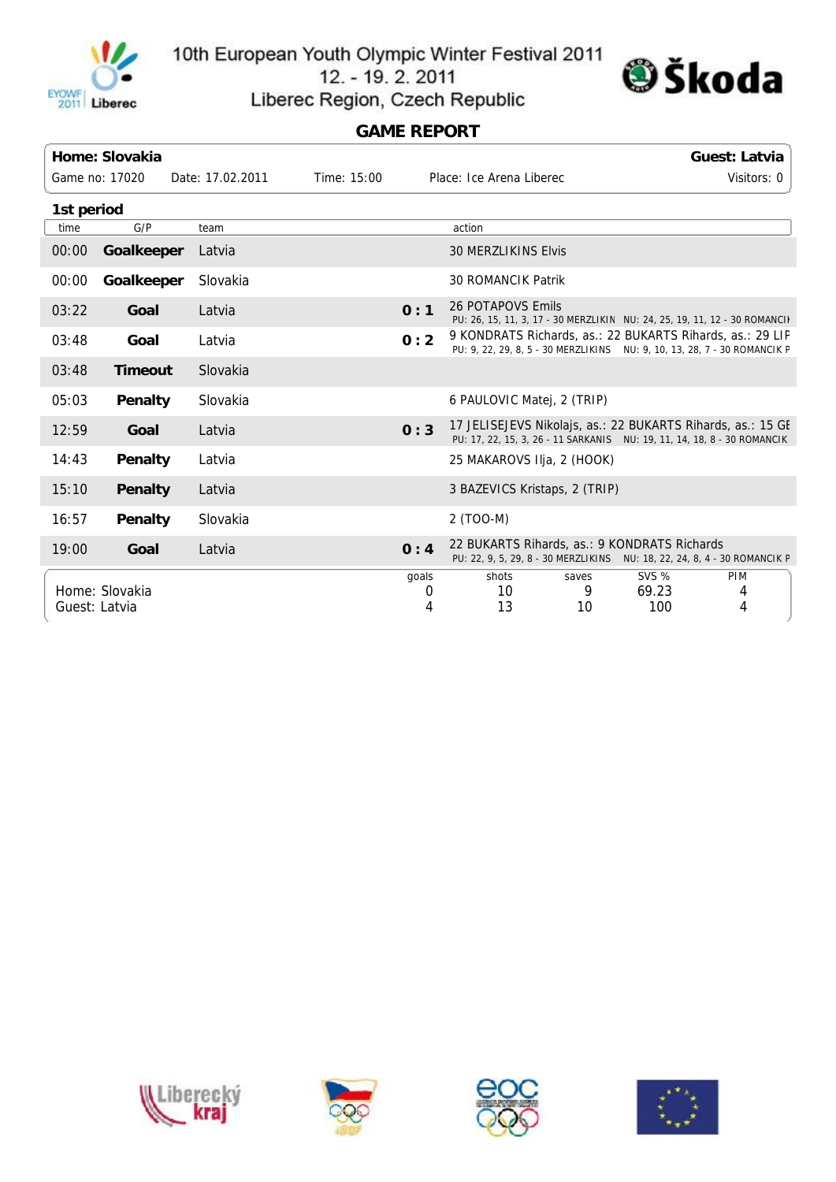# 10th European Youth Olympic Winter Festival 2011
12. - 19. 2. 2011
Liberec Region, Czech Republic

## GAME REPORT

| **Home: Slovakia** | | | | **Guest: Latvia** |
|---|---|---|---|---|
| Game no: 17020 | Date: 17.02.2011 | Time: 15:00 | Place: Ice Arena Liberec | Visitors: 0 |

### 1st period

| time | G/P | team | | action |
|---|---|---|---|---|
| 00:00 | **Goalkeeper** | Latvia | | 30 MERZLIKINS Elvis |
| 00:00 | **Goalkeeper** | Slovakia | | 30 ROMANCIK Patrik |
| 03:22 | **Goal** | Latvia | **0 : 1** | 26 POTAPOVS Emils<br>PU: 26, 15, 11, 3, 17 - 30 MERZLIKIN NU: 24, 25, 19, 11, 12 - 30 ROMANCIK |
| 03:48 | **Goal** | Latvia | **0 : 2** | 9 KONDRATS Richards, as.: 22 BUKARTS Rihards, as.: 29 LIP<br>PU: 9, 22, 29, 8, 5 - 30 MERZLIKINS NU: 9, 10, 13, 28, 7 - 30 ROMANCIK P |
| 03:48 | **Timeout** | Slovakia | | |
| 05:03 | **Penalty** | Slovakia | | 6 PAULOVIC Matej, 2 (TRIP) |
| 12:59 | **Goal** | Latvia | **0 : 3** | 17 JELISEJEVS Nikolajs, as.: 22 BUKARTS Rihards, as.: 15 GE<br>PU: 17, 22, 15, 3, 26 - 11 SARKANIS NU: 19, 11, 14, 18, 8 - 30 ROMANCIK |
| 14:43 | **Penalty** | Latvia | | 25 MAKAROVS Ilja, 2 (HOOK) |
| 15:10 | **Penalty** | Latvia | | 3 BAZEVICS Kristaps, 2 (TRIP) |
| 16:57 | **Penalty** | Slovakia | | 2 (TOO-M) |
| 19:00 | **Goal** | Latvia | **0 : 4** | 22 BUKARTS Rihards, as.: 9 KONDRATS Richards<br>PU: 22, 9, 5, 29, 8 - 30 MERZLIKINS NU: 18, 22, 24, 8, 4 - 30 ROMANCIK P |

| | goals | shots | saves | SVS % | PIM |
|---|---|---|---|---|---|
| Home: Slovakia | 0 | 10 | 9 | 69.23 | 4 |
| Guest: Latvia | 4 | 13 | 10 | 100 | 4 |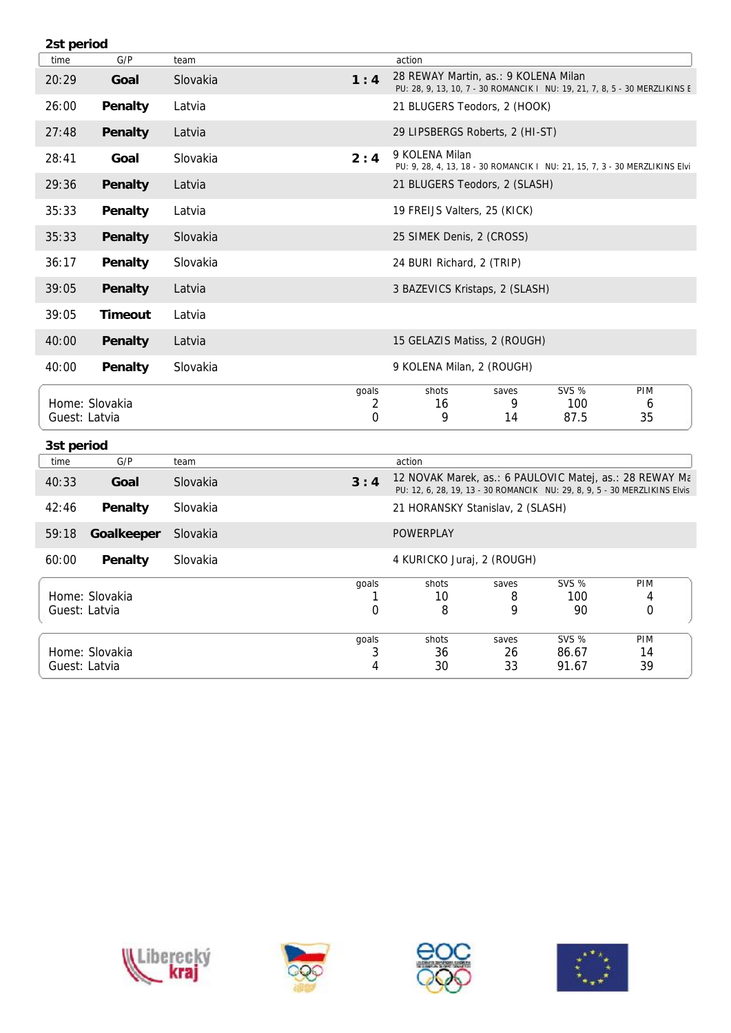## 2st period

| time | G/P | team | | action |
|---|---|---|---|---|
| 20:29 | **Goal** | Slovakia | **1 : 4** | 28 REWAY Martin, as.: 9 KOLENA Milan<br>PU: 28, 9, 13, 10, 7 - 30 ROMANCIK I NU: 19, 21, 7, 8, 5 - 30 MERZLIKINS E |
| 26:00 | **Penalty** | Latvia | | 21 BLUGERS Teodors, 2 (HOOK) |
| 27:48 | **Penalty** | Latvia | | 29 LIPSBERGS Roberts, 2 (HI-ST) |
| 28:41 | **Goal** | Slovakia | **2 : 4** | 9 KOLENA Milan<br>PU: 9, 28, 4, 13, 18 - 30 ROMANCIK I NU: 21, 15, 7, 3 - 30 MERZLIKINS Elvi |
| 29:36 | **Penalty** | Latvia | | 21 BLUGERS Teodors, 2 (SLASH) |
| 35:33 | **Penalty** | Latvia | | 19 FREIJS Valters, 25 (KICK) |
| 35:33 | **Penalty** | Slovakia | | 25 SIMEK Denis, 2 (CROSS) |
| 36:17 | **Penalty** | Slovakia | | 24 BURI Richard, 2 (TRIP) |
| 39:05 | **Penalty** | Latvia | | 3 BAZEVICS Kristaps, 2 (SLASH) |
| 39:05 | **Timeout** | Latvia | | |
| 40:00 | **Penalty** | Latvia | | 15 GELAZIS Matiss, 2 (ROUGH) |
| 40:00 | **Penalty** | Slovakia | | 9 KOLENA Milan, 2 (ROUGH) |

| | goals | shots | saves | SVS % | PIM |
|---|---|---|---|---|---|
| Home: Slovakia | 2 | 16 | 9 | 100 | 6 |
| Guest: Latvia | 0 | 9 | 14 | 87.5 | 35 |

## 3st period

| time | G/P | team | | action |
|---|---|---|---|---|
| 40:33 | **Goal** | Slovakia | **3 : 4** | 12 NOVAK Marek, as.: 6 PAULOVIC Matej, as.: 28 REWAY Ma<br>PU: 12, 6, 28, 19, 13 - 30 ROMANCIK NU: 29, 8, 9, 5 - 30 MERZLIKINS Elvis |
| 42:46 | **Penalty** | Slovakia | | 21 HORANSKY Stanislav, 2 (SLASH) |
| 59:18 | **Goalkeeper** | Slovakia | | POWERPLAY |
| 60:00 | **Penalty** | Slovakia | | 4 KURICKO Juraj, 2 (ROUGH) |

| | goals | shots | saves | SVS % | PIM |
|---|---|---|---|---|---|
| Home: Slovakia | 1 | 10 | 8 | 100 | 4 |
| Guest: Latvia | 0 | 8 | 9 | 90 | 0 |

| | goals | shots | saves | SVS % | PIM |
|---|---|---|---|---|---|
| Home: Slovakia | 3 | 36 | 26 | 86.67 | 14 |
| Guest: Latvia | 4 | 30 | 33 | 91.67 | 39 |